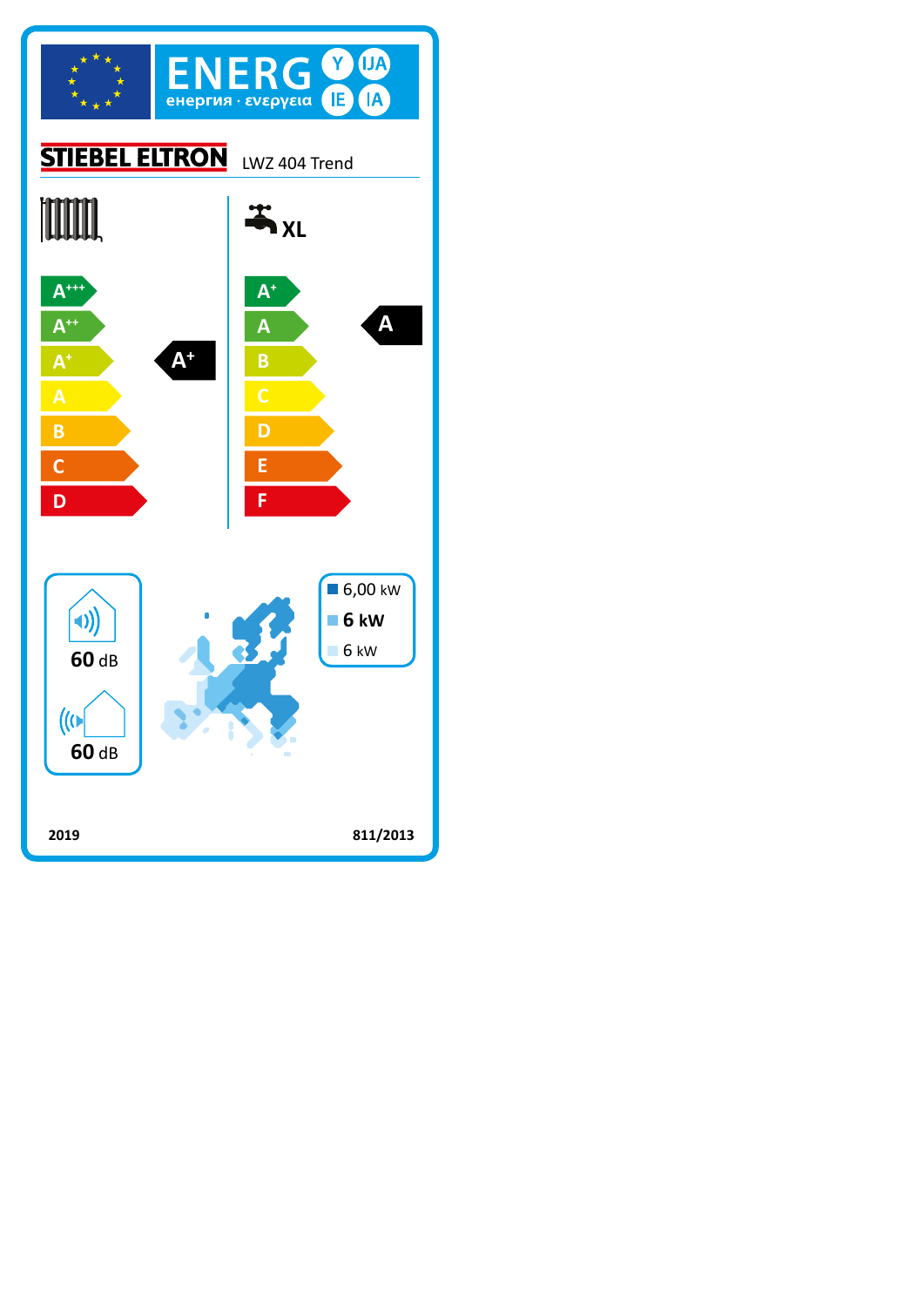# ENERG

енергия · ενεργεια

Y IJA IE IA

**STIEBEL ELTRON** LWZ 404 Trend

| Space heating | Water heating XL |
|---|---|
| A+++ | A+ |
| A++ | A |
| A+ | B |
| A | C |
| B | D |
| C | E |
| D | F |
| **Rating: A+** | **Rating: A** |

60 dB

60 dB

- 6,00 kW
- **6 kW**
- 6 kW

2019

811/2013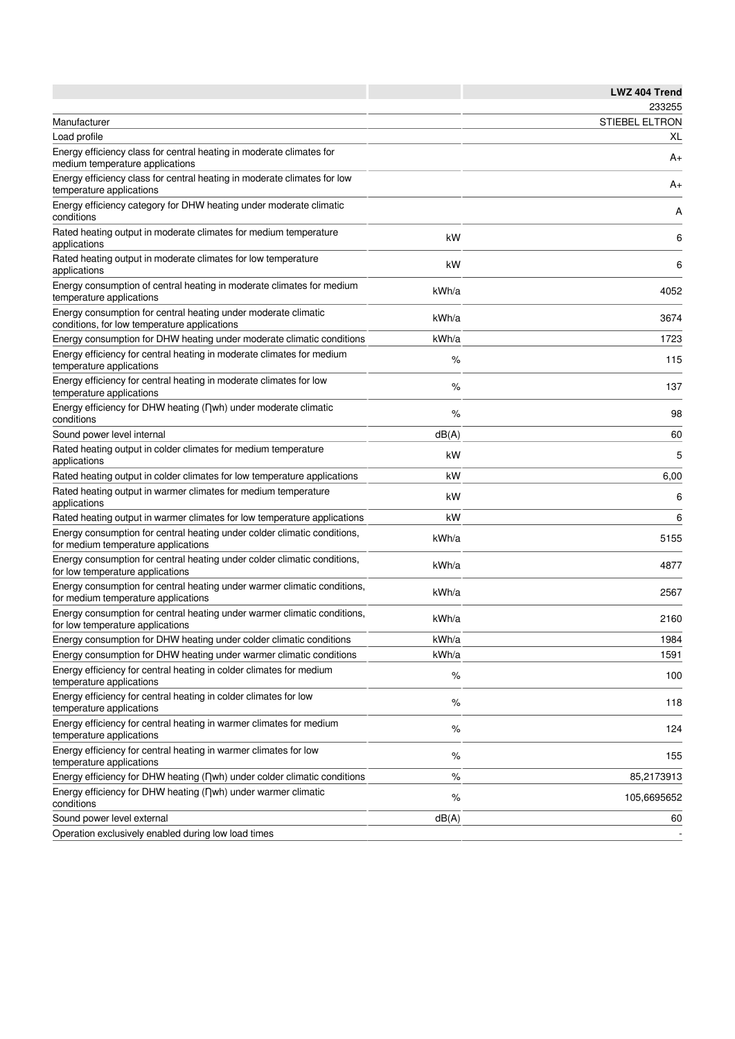| | | LWZ 404 Trend |
|---|---|---|
| | | 233255 |
| Manufacturer | | STIEBEL ELTRON |
| Load profile | | XL |
| Energy efficiency class for central heating in moderate climates for medium temperature applications | | A+ |
| Energy efficiency class for central heating in moderate climates for low temperature applications | | A+ |
| Energy efficiency category for DHW heating under moderate climatic conditions | | A |
| Rated heating output in moderate climates for medium temperature applications | kW | 6 |
| Rated heating output in moderate climates for low temperature applications | kW | 6 |
| Energy consumption of central heating in moderate climates for medium temperature applications | kWh/a | 4052 |
| Energy consumption for central heating under moderate climatic conditions, for low temperature applications | kWh/a | 3674 |
| Energy consumption for DHW heating under moderate climatic conditions | kWh/a | 1723 |
| Energy efficiency for central heating in moderate climates for medium temperature applications | % | 115 |
| Energy efficiency for central heating in moderate climates for low temperature applications | % | 137 |
| Energy efficiency for DHW heating (ηwh) under moderate climatic conditions | % | 98 |
| Sound power level internal | dB(A) | 60 |
| Rated heating output in colder climates for medium temperature applications | kW | 5 |
| Rated heating output in colder climates for low temperature applications | kW | 6,00 |
| Rated heating output in warmer climates for medium temperature applications | kW | 6 |
| Rated heating output in warmer climates for low temperature applications | kW | 6 |
| Energy consumption for central heating under colder climatic conditions, for medium temperature applications | kWh/a | 5155 |
| Energy consumption for central heating under colder climatic conditions, for low temperature applications | kWh/a | 4877 |
| Energy consumption for central heating under warmer climatic conditions, for medium temperature applications | kWh/a | 2567 |
| Energy consumption for central heating under warmer climatic conditions, for low temperature applications | kWh/a | 2160 |
| Energy consumption for DHW heating under colder climatic conditions | kWh/a | 1984 |
| Energy consumption for DHW heating under warmer climatic conditions | kWh/a | 1591 |
| Energy efficiency for central heating in colder climates for medium temperature applications | % | 100 |
| Energy efficiency for central heating in colder climates for low temperature applications | % | 118 |
| Energy efficiency for central heating in warmer climates for medium temperature applications | % | 124 |
| Energy efficiency for central heating in warmer climates for low temperature applications | % | 155 |
| Energy efficiency for DHW heating (ηwh) under colder climatic conditions | % | 85,2173913 |
| Energy efficiency for DHW heating (ηwh) under warmer climatic conditions | % | 105,6695652 |
| Sound power level external | dB(A) | 60 |
| Operation exclusively enabled during low load times | | - |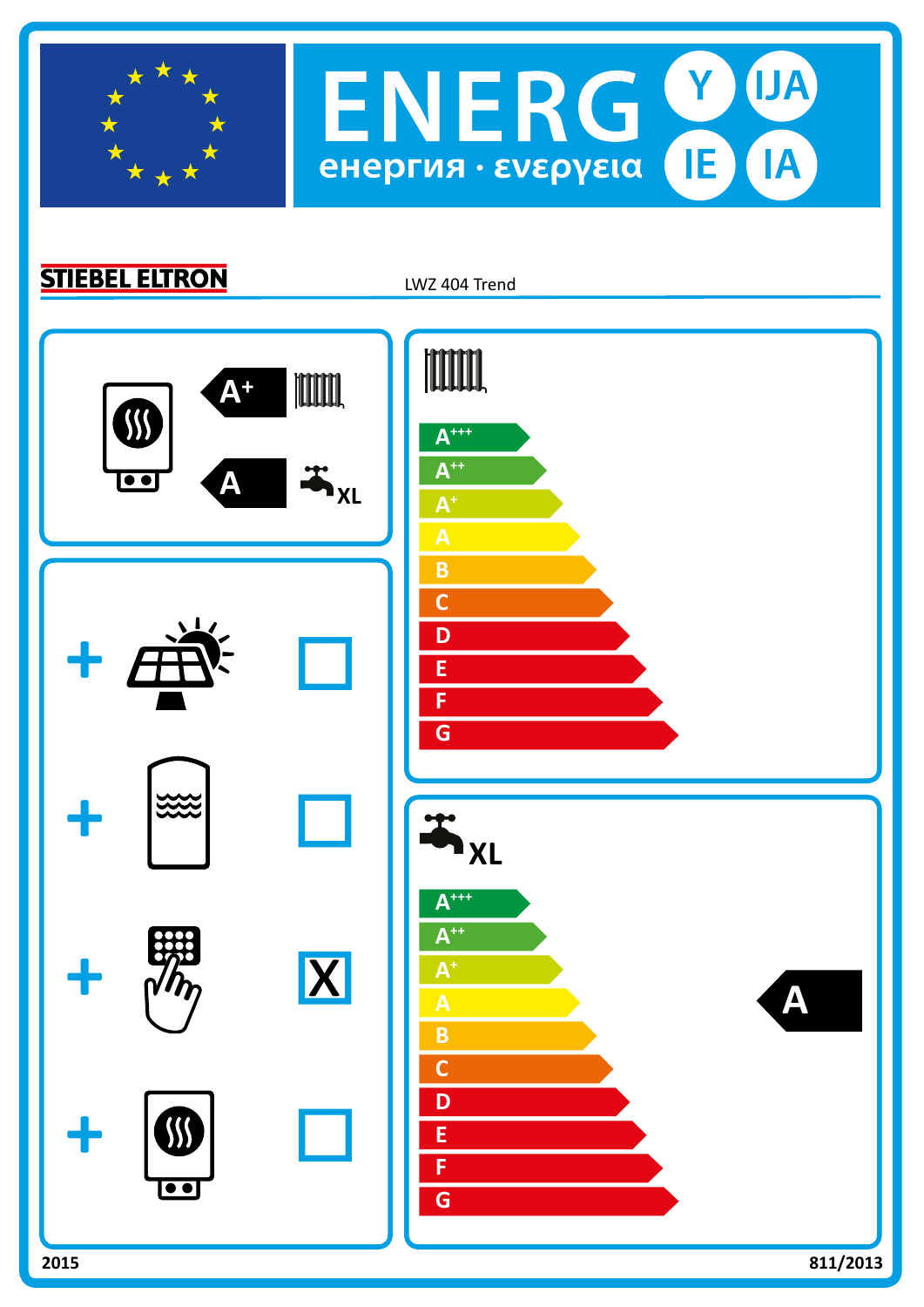# ENERG Y IJA IE IA

енергия · ενεργεια

**STIEBEL ELTRON** LWZ 404 Trend

A+ (space heating)

A XL (water heating)

+ solar: ☐

+ storage tank: ☐

+ temperature control: ☒

+ supplementary heater: ☐

Space heating scale: A+++, A++, A+, A, B, C, D, E, F, G

Water heating XL scale: A+++, A++, A+, A, B, C, D, E, F, G — **A**

2015

811/2013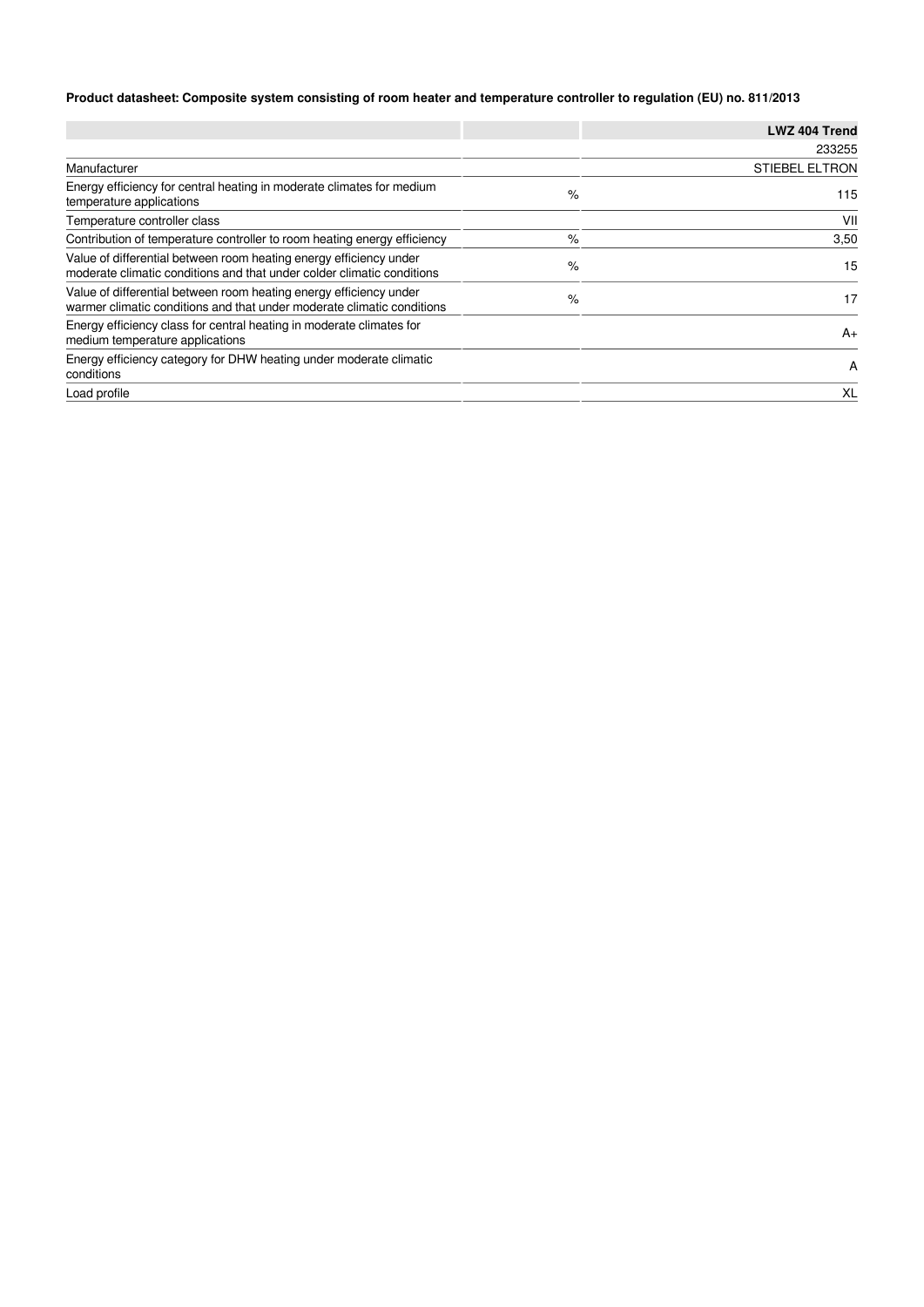**Product datasheet: Composite system consisting of room heater and temperature controller to regulation (EU) no. 811/2013**

| | | LWZ 404 Trend |
|---|---|---|
| | | 233255 |
| Manufacturer | | STIEBEL ELTRON |
| Energy efficiency for central heating in moderate climates for medium temperature applications | % | 115 |
| Temperature controller class | | VII |
| Contribution of temperature controller to room heating energy efficiency | % | 3,50 |
| Value of differential between room heating energy efficiency under moderate climatic conditions and that under colder climatic conditions | % | 15 |
| Value of differential between room heating energy efficiency under warmer climatic conditions and that under moderate climatic conditions | % | 17 |
| Energy efficiency class for central heating in moderate climates for medium temperature applications | | A+ |
| Energy efficiency category for DHW heating under moderate climatic conditions | | A |
| Load profile | | XL |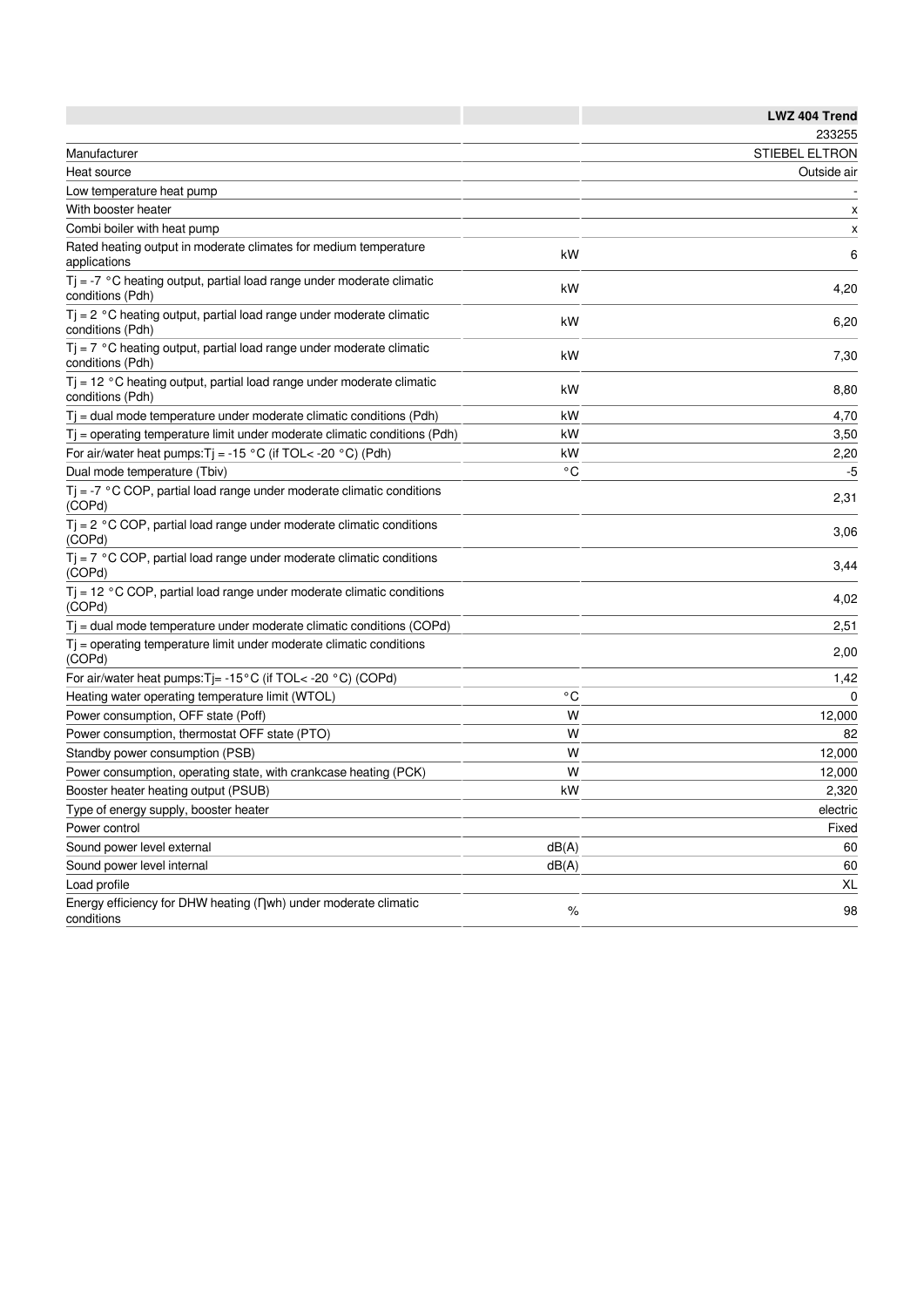| | | LWZ 404 Trend |
|---|---|---|
| | | 233255 |
| Manufacturer | | STIEBEL ELTRON |
| Heat source | | Outside air |
| Low temperature heat pump | | - |
| With booster heater | | x |
| Combi boiler with heat pump | | x |
| Rated heating output in moderate climates for medium temperature applications | kW | 6 |
| Tj = -7 °C heating output, partial load range under moderate climatic conditions (Pdh) | kW | 4,20 |
| Tj = 2 °C heating output, partial load range under moderate climatic conditions (Pdh) | kW | 6,20 |
| Tj = 7 °C heating output, partial load range under moderate climatic conditions (Pdh) | kW | 7,30 |
| Tj = 12 °C heating output, partial load range under moderate climatic conditions (Pdh) | kW | 8,80 |
| Tj = dual mode temperature under moderate climatic conditions (Pdh) | kW | 4,70 |
| Tj = operating temperature limit under moderate climatic conditions (Pdh) | kW | 3,50 |
| For air/water heat pumps:Tj = -15 °C (if TOL< -20 °C) (Pdh) | kW | 2,20 |
| Dual mode temperature (Tbiv) | °C | -5 |
| Tj = -7 °C COP, partial load range under moderate climatic conditions (COPd) | | 2,31 |
| Tj = 2 °C COP, partial load range under moderate climatic conditions (COPd) | | 3,06 |
| Tj = 7 °C COP, partial load range under moderate climatic conditions (COPd) | | 3,44 |
| Tj = 12 °C COP, partial load range under moderate climatic conditions (COPd) | | 4,02 |
| Tj = dual mode temperature under moderate climatic conditions (COPd) | | 2,51 |
| Tj = operating temperature limit under moderate climatic conditions (COPd) | | 2,00 |
| For air/water heat pumps:Tj= -15°C (if TOL< -20 °C) (COPd) | | 1,42 |
| Heating water operating temperature limit (WTOL) | °C | 0 |
| Power consumption, OFF state (Poff) | W | 12,000 |
| Power consumption, thermostat OFF state (PTO) | W | 82 |
| Standby power consumption (PSB) | W | 12,000 |
| Power consumption, operating state, with crankcase heating (PCK) | W | 12,000 |
| Booster heater heating output (PSUB) | kW | 2,320 |
| Type of energy supply, booster heater | | electric |
| Power control | | Fixed |
| Sound power level external | dB(A) | 60 |
| Sound power level internal | dB(A) | 60 |
| Load profile | | XL |
| Energy efficiency for DHW heating (ηwh) under moderate climatic conditions | % | 98 |